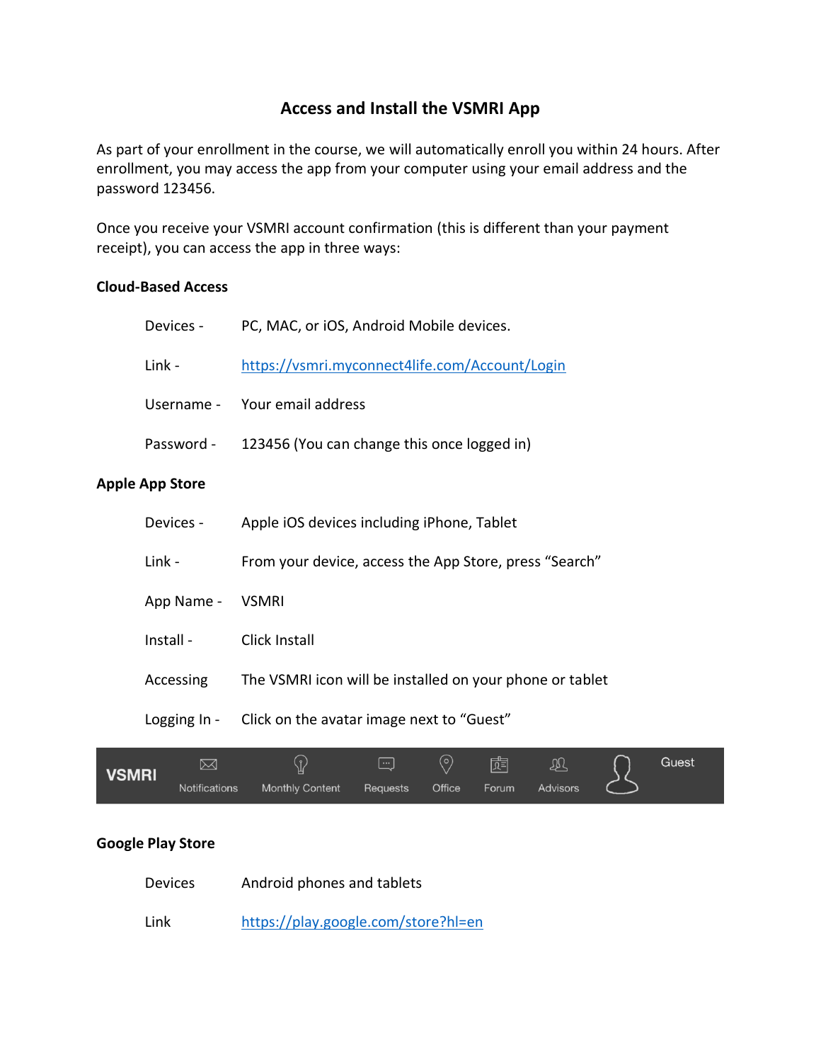# Access and Install the VSMRI App

As part of your enrollment in the course, we will automatically enroll you within 24 hours. After enrollment, you may access the app from your computer using your email address and the password 123456.

Once you receive your VSMRI account confirmation (this is different than your payment receipt), you can access the app in three ways:

## Cloud-Based Access

| | |
|---|---|
| Devices - | PC, MAC, or iOS, Android Mobile devices. |
| Link - | [https://vsmri.myconnect4life.com/Account/Login](https://vsmri.myconnect4life.com/Account/Login) |
| Username - | Your email address |
| Password - | 123456 (You can change this once logged in) |

## Apple App Store

| | |
|---|---|
| Devices - | Apple iOS devices including iPhone, Tablet |
| Link - | From your device, access the App Store, press "Search" |
| App Name - | VSMRI |
| Install - | Click Install |
| Accessing | The VSMRI icon will be installed on your phone or tablet |
| Logging In - | Click on the avatar image next to "Guest" |

VSMRI | Notifications | Monthly Content | Requests | Office | Forum | Advisors | Guest

## Google Play Store

| | |
|---|---|
| Devices | Android phones and tablets |
| Link | [https://play.google.com/store?hl=en](https://play.google.com/store?hl=en) |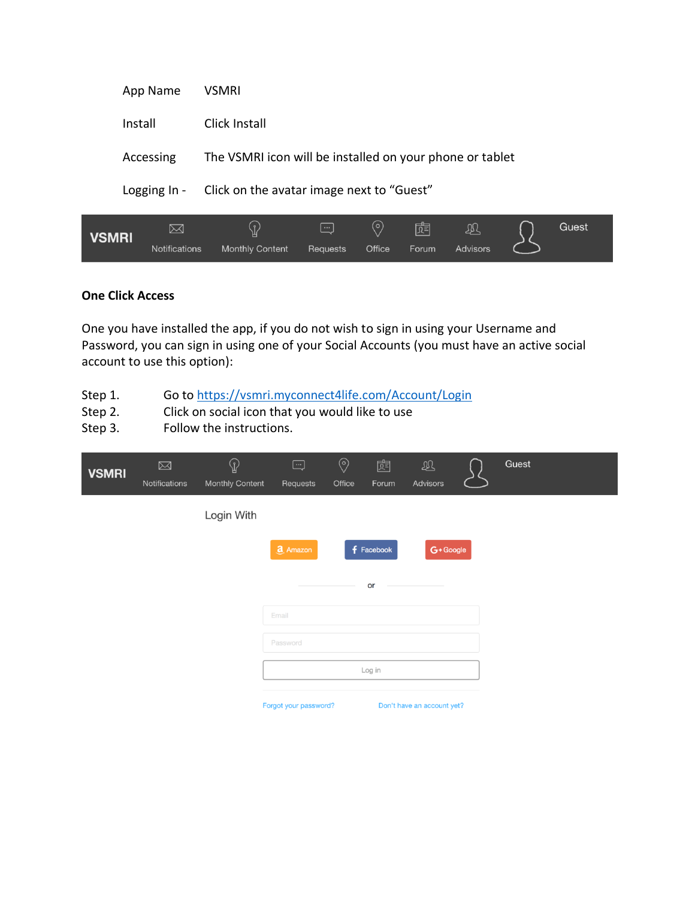| | |
|---|---|
| App Name | VSMRI |
| Install | Click Install |
| Accessing | The VSMRI icon will be installed on your phone or tablet |
| Logging In - | Click on the avatar image next to "Guest" |

VSMRI Notifications Monthly Content Requests Office Forum Advisors Guest

**One Click Access**

One you have installed the app, if you do not wish to sign in using your Username and Password, you can sign in using one of your Social Accounts (you must have an active social account to use this option):

Step 1. Go to https://vsmri.myconnect4life.com/Account/Login
Step 2. Click on social icon that you would like to use
Step 3. Follow the instructions.

VSMRI Notifications Monthly Content Requests Office Forum Advisors Guest

Login With

Amazon Facebook Google

or

Email

Password

Log in

Forgot your password? Don't have an account yet?